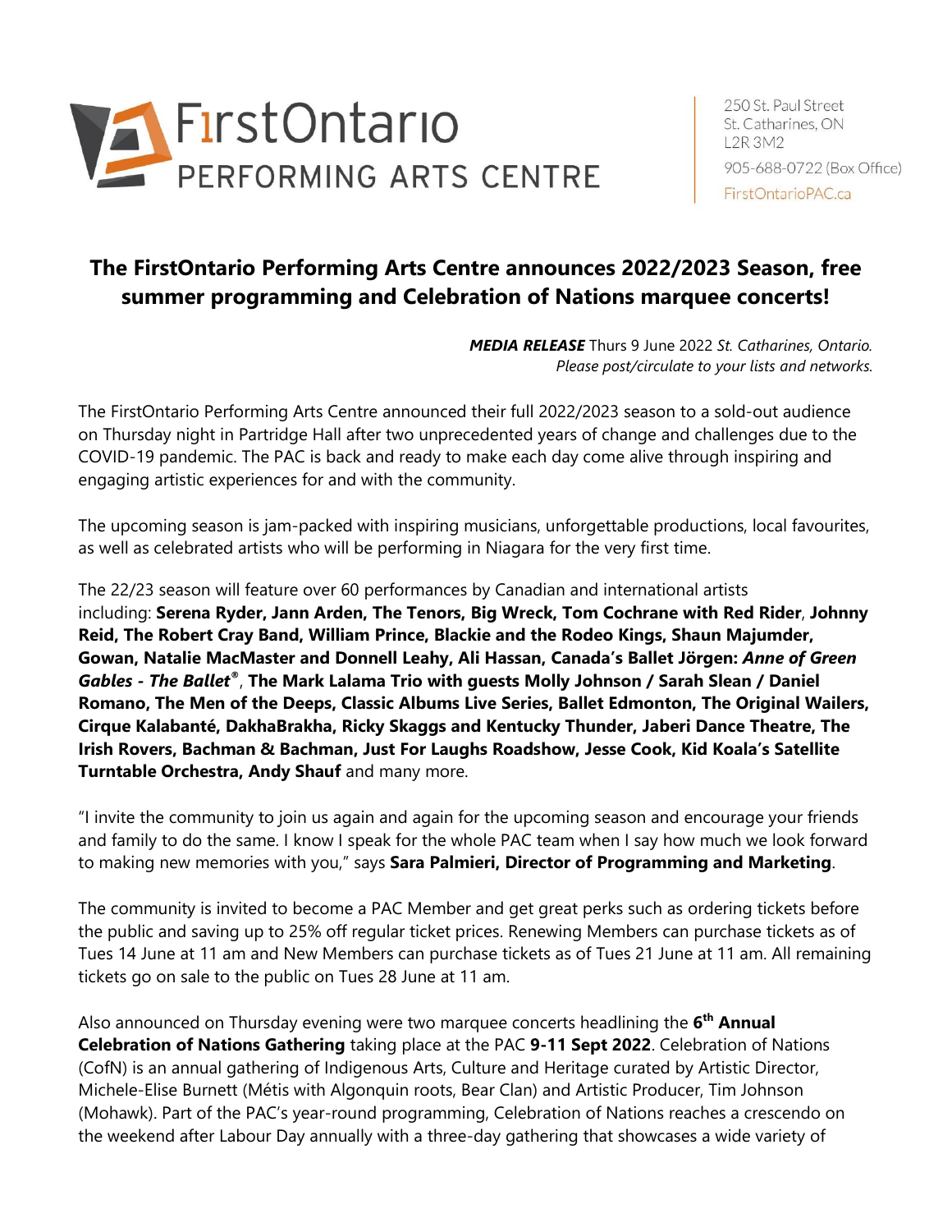FirstOntario PERFORMING ARTS CENTRE

250 St. Paul Street
St. Catharines, ON
L2R 3M2
905-688-0722 (Box Office)
FirstOntarioPAC.ca

# The FirstOntario Performing Arts Centre announces 2022/2023 Season, free summer programming and Celebration of Nations marquee concerts!

***MEDIA RELEASE*** Thurs 9 June 2022 *St. Catharines, Ontario.*
*Please post/circulate to your lists and networks.*

The FirstOntario Performing Arts Centre announced their full 2022/2023 season to a sold-out audience on Thursday night in Partridge Hall after two unprecedented years of change and challenges due to the COVID-19 pandemic. The PAC is back and ready to make each day come alive through inspiring and engaging artistic experiences for and with the community.

The upcoming season is jam-packed with inspiring musicians, unforgettable productions, local favourites, as well as celebrated artists who will be performing in Niagara for the very first time.

The 22/23 season will feature over 60 performances by Canadian and international artists including: **Serena Ryder, Jann Arden, The Tenors, Big Wreck, Tom Cochrane with Red Rider**, **Johnny Reid, The Robert Cray Band, William Prince, Blackie and the Rodeo Kings, Shaun Majumder, Gowan, Natalie MacMaster and Donnell Leahy, Ali Hassan, Canada's Ballet Jörgen: *Anne of Green Gables - The Ballet®***, **The Mark Lalama Trio with guests Molly Johnson / Sarah Slean / Daniel Romano, The Men of the Deeps, Classic Albums Live Series, Ballet Edmonton, The Original Wailers, Cirque Kalabanté, DakhaBrakha, Ricky Skaggs and Kentucky Thunder, Jaberi Dance Theatre, The Irish Rovers, Bachman & Bachman, Just For Laughs Roadshow, Jesse Cook, Kid Koala's Satellite Turntable Orchestra, Andy Shauf** and many more.

"I invite the community to join us again and again for the upcoming season and encourage your friends and family to do the same. I know I speak for the whole PAC team when I say how much we look forward to making new memories with you," says **Sara Palmieri, Director of Programming and Marketing**.

The community is invited to become a PAC Member and get great perks such as ordering tickets before the public and saving up to 25% off regular ticket prices. Renewing Members can purchase tickets as of Tues 14 June at 11 am and New Members can purchase tickets as of Tues 21 June at 11 am. All remaining tickets go on sale to the public on Tues 28 June at 11 am.

Also announced on Thursday evening were two marquee concerts headlining the **6th Annual Celebration of Nations Gathering** taking place at the PAC **9-11 Sept 2022**. Celebration of Nations (CofN) is an annual gathering of Indigenous Arts, Culture and Heritage curated by Artistic Director, Michele-Elise Burnett (Métis with Algonquin roots, Bear Clan) and Artistic Producer, Tim Johnson (Mohawk). Part of the PAC's year-round programming, Celebration of Nations reaches a crescendo on the weekend after Labour Day annually with a three-day gathering that showcases a wide variety of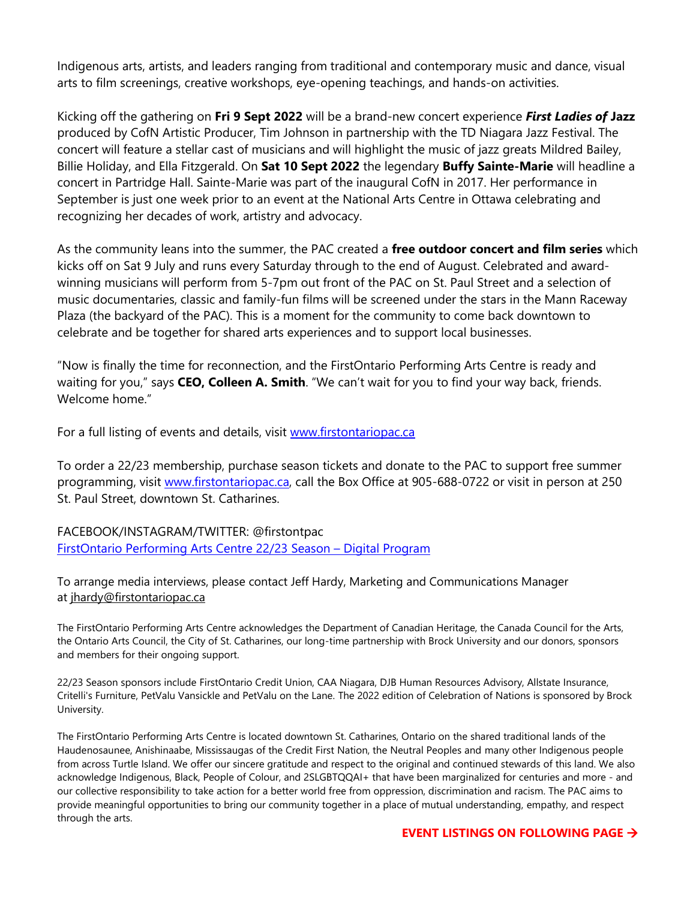Indigenous arts, artists, and leaders ranging from traditional and contemporary music and dance, visual arts to film screenings, creative workshops, eye-opening teachings, and hands-on activities.

Kicking off the gathering on **Fri 9 Sept 2022** will be a brand-new concert experience ***First Ladies of* Jazz** produced by CofN Artistic Producer, Tim Johnson in partnership with the TD Niagara Jazz Festival. The concert will feature a stellar cast of musicians and will highlight the music of jazz greats Mildred Bailey, Billie Holiday, and Ella Fitzgerald. On **Sat 10 Sept 2022** the legendary **Buffy Sainte-Marie** will headline a concert in Partridge Hall. Sainte-Marie was part of the inaugural CofN in 2017. Her performance in September is just one week prior to an event at the National Arts Centre in Ottawa celebrating and recognizing her decades of work, artistry and advocacy.

As the community leans into the summer, the PAC created a **free outdoor concert and film series** which kicks off on Sat 9 July and runs every Saturday through to the end of August. Celebrated and award-winning musicians will perform from 5-7pm out front of the PAC on St. Paul Street and a selection of music documentaries, classic and family-fun films will be screened under the stars in the Mann Raceway Plaza (the backyard of the PAC). This is a moment for the community to come back downtown to celebrate and be together for shared arts experiences and to support local businesses.

"Now is finally the time for reconnection, and the FirstOntario Performing Arts Centre is ready and waiting for you," says **CEO, Colleen A. Smith**. "We can't wait for you to find your way back, friends. Welcome home."

For a full listing of events and details, visit [www.firstontariopac.ca](www.firstontariopac.ca)

To order a 22/23 membership, purchase season tickets and donate to the PAC to support free summer programming, visit [www.firstontariopac.ca](www.firstontariopac.ca), call the Box Office at 905-688-0722 or visit in person at 250 St. Paul Street, downtown St. Catharines.

FACEBOOK/INSTAGRAM/TWITTER: @firstontpac
FirstOntario Performing Arts Centre 22/23 Season – Digital Program

To arrange media interviews, please contact Jeff Hardy, Marketing and Communications Manager at jhardy@firstontariopac.ca

The FirstOntario Performing Arts Centre acknowledges the Department of Canadian Heritage, the Canada Council for the Arts, the Ontario Arts Council, the City of St. Catharines, our long-time partnership with Brock University and our donors, sponsors and members for their ongoing support.

22/23 Season sponsors include FirstOntario Credit Union, CAA Niagara, DJB Human Resources Advisory, Allstate Insurance, Critelli's Furniture, PetValu Vansickle and PetValu on the Lane. The 2022 edition of Celebration of Nations is sponsored by Brock University.

The FirstOntario Performing Arts Centre is located downtown St. Catharines, Ontario on the shared traditional lands of the Haudenosaunee, Anishinaabe, Mississaugas of the Credit First Nation, the Neutral Peoples and many other Indigenous people from across Turtle Island. We offer our sincere gratitude and respect to the original and continued stewards of this land. We also acknowledge Indigenous, Black, People of Colour, and 2SLGBTQQAI+ that have been marginalized for centuries and more - and our collective responsibility to take action for a better world free from oppression, discrimination and racism. The PAC aims to provide meaningful opportunities to bring our community together in a place of mutual understanding, empathy, and respect through the arts.

**EVENT LISTINGS ON FOLLOWING PAGE →**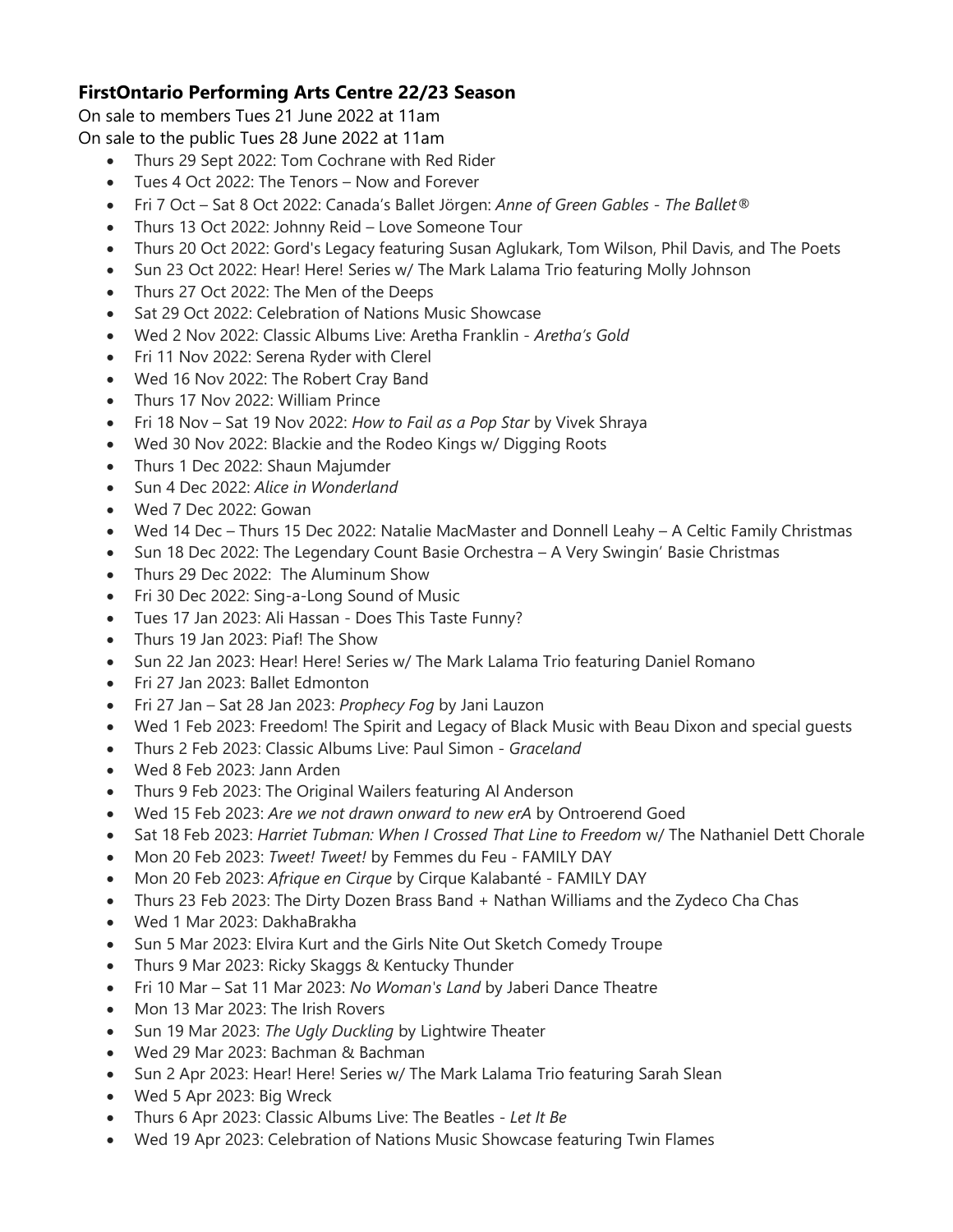### **FirstOntario Performing Arts Centre 22/23 Season**

On sale to members Tues 21 June 2022 at 11am
On sale to the public Tues 28 June 2022 at 11am

- Thurs 29 Sept 2022: Tom Cochrane with Red Rider
- Tues 4 Oct 2022: The Tenors – Now and Forever
- Fri 7 Oct – Sat 8 Oct 2022: Canada's Ballet Jörgen: *Anne of Green Gables - The Ballet®*
- Thurs 13 Oct 2022: Johnny Reid – Love Someone Tour
- Thurs 20 Oct 2022: Gord's Legacy featuring Susan Aglukark, Tom Wilson, Phil Davis, and The Poets
- Sun 23 Oct 2022: Hear! Here! Series w/ The Mark Lalama Trio featuring Molly Johnson
- Thurs 27 Oct 2022: The Men of the Deeps
- Sat 29 Oct 2022: Celebration of Nations Music Showcase
- Wed 2 Nov 2022: Classic Albums Live: Aretha Franklin - *Aretha's Gold*
- Fri 11 Nov 2022: Serena Ryder with Clerel
- Wed 16 Nov 2022: The Robert Cray Band
- Thurs 17 Nov 2022: William Prince
- Fri 18 Nov – Sat 19 Nov 2022: *How to Fail as a Pop Star* by Vivek Shraya
- Wed 30 Nov 2022: Blackie and the Rodeo Kings w/ Digging Roots
- Thurs 1 Dec 2022: Shaun Majumder
- Sun 4 Dec 2022: *Alice in Wonderland*
- Wed 7 Dec 2022: Gowan
- Wed 14 Dec – Thurs 15 Dec 2022: Natalie MacMaster and Donnell Leahy – A Celtic Family Christmas
- Sun 18 Dec 2022: The Legendary Count Basie Orchestra – A Very Swingin' Basie Christmas
- Thurs 29 Dec 2022: The Aluminum Show
- Fri 30 Dec 2022: Sing-a-Long Sound of Music
- Tues 17 Jan 2023: Ali Hassan - Does This Taste Funny?
- Thurs 19 Jan 2023: Piaf! The Show
- Sun 22 Jan 2023: Hear! Here! Series w/ The Mark Lalama Trio featuring Daniel Romano
- Fri 27 Jan 2023: Ballet Edmonton
- Fri 27 Jan – Sat 28 Jan 2023: *Prophecy Fog* by Jani Lauzon
- Wed 1 Feb 2023: Freedom! The Spirit and Legacy of Black Music with Beau Dixon and special guests
- Thurs 2 Feb 2023: Classic Albums Live: Paul Simon - *Graceland*
- Wed 8 Feb 2023: Jann Arden
- Thurs 9 Feb 2023: The Original Wailers featuring Al Anderson
- Wed 15 Feb 2023: *Are we not drawn onward to new erA* by Ontroerend Goed
- Sat 18 Feb 2023: *Harriet Tubman: When I Crossed That Line to Freedom* w/ The Nathaniel Dett Chorale
- Mon 20 Feb 2023: *Tweet! Tweet!* by Femmes du Feu - FAMILY DAY
- Mon 20 Feb 2023: *Afrique en Cirque* by Cirque Kalabanté - FAMILY DAY
- Thurs 23 Feb 2023: The Dirty Dozen Brass Band + Nathan Williams and the Zydeco Cha Chas
- Wed 1 Mar 2023: DakhaBrakha
- Sun 5 Mar 2023: Elvira Kurt and the Girls Nite Out Sketch Comedy Troupe
- Thurs 9 Mar 2023: Ricky Skaggs & Kentucky Thunder
- Fri 10 Mar – Sat 11 Mar 2023: *No Woman's Land* by Jaberi Dance Theatre
- Mon 13 Mar 2023: The Irish Rovers
- Sun 19 Mar 2023: *The Ugly Duckling* by Lightwire Theater
- Wed 29 Mar 2023: Bachman & Bachman
- Sun 2 Apr 2023: Hear! Here! Series w/ The Mark Lalama Trio featuring Sarah Slean
- Wed 5 Apr 2023: Big Wreck
- Thurs 6 Apr 2023: Classic Albums Live: The Beatles - *Let It Be*
- Wed 19 Apr 2023: Celebration of Nations Music Showcase featuring Twin Flames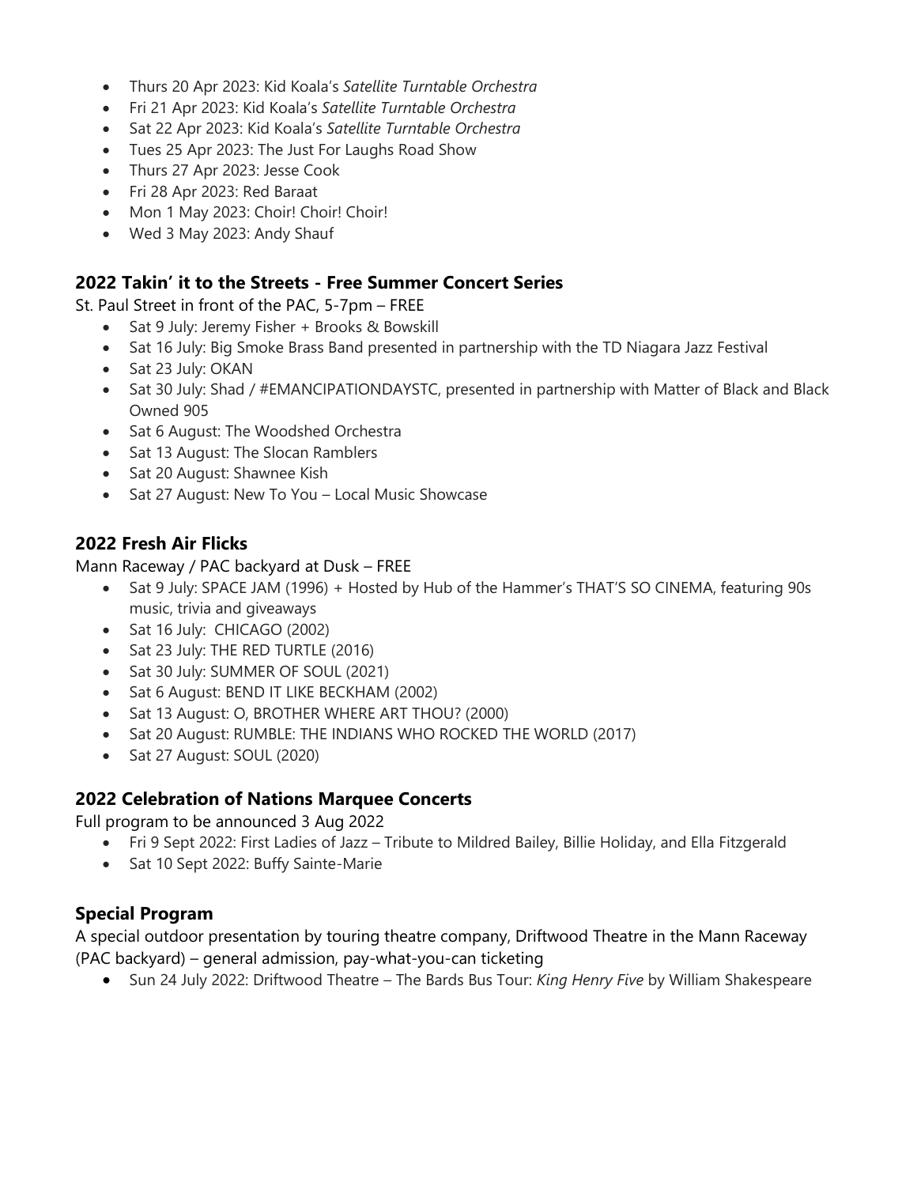- Thurs 20 Apr 2023: Kid Koala's *Satellite Turntable Orchestra*
- Fri 21 Apr 2023: Kid Koala's *Satellite Turntable Orchestra*
- Sat 22 Apr 2023: Kid Koala's *Satellite Turntable Orchestra*
- Tues 25 Apr 2023: The Just For Laughs Road Show
- Thurs 27 Apr 2023: Jesse Cook
- Fri 28 Apr 2023: Red Baraat
- Mon 1 May 2023: Choir! Choir! Choir!
- Wed 3 May 2023: Andy Shauf

## 2022 Takin' it to the Streets - Free Summer Concert Series

St. Paul Street in front of the PAC, 5-7pm – FREE

- Sat 9 July: Jeremy Fisher + Brooks & Bowskill
- Sat 16 July: Big Smoke Brass Band presented in partnership with the TD Niagara Jazz Festival
- Sat 23 July: OKAN
- Sat 30 July: Shad / #EMANCIPATIONDAYSTC, presented in partnership with Matter of Black and Black Owned 905
- Sat 6 August: The Woodshed Orchestra
- Sat 13 August: The Slocan Ramblers
- Sat 20 August: Shawnee Kish
- Sat 27 August: New To You – Local Music Showcase

## 2022 Fresh Air Flicks

Mann Raceway / PAC backyard at Dusk – FREE

- Sat 9 July: SPACE JAM (1996) + Hosted by Hub of the Hammer's THAT'S SO CINEMA, featuring 90s music, trivia and giveaways
- Sat 16 July: CHICAGO (2002)
- Sat 23 July: THE RED TURTLE (2016)
- Sat 30 July: SUMMER OF SOUL (2021)
- Sat 6 August: BEND IT LIKE BECKHAM (2002)
- Sat 13 August: O, BROTHER WHERE ART THOU? (2000)
- Sat 20 August: RUMBLE: THE INDIANS WHO ROCKED THE WORLD (2017)
- Sat 27 August: SOUL (2020)

## 2022 Celebration of Nations Marquee Concerts

Full program to be announced 3 Aug 2022

- Fri 9 Sept 2022: First Ladies of Jazz – Tribute to Mildred Bailey, Billie Holiday, and Ella Fitzgerald
- Sat 10 Sept 2022: Buffy Sainte-Marie

## Special Program

A special outdoor presentation by touring theatre company, Driftwood Theatre in the Mann Raceway (PAC backyard) – general admission, pay-what-you-can ticketing

- Sun 24 July 2022: Driftwood Theatre – The Bards Bus Tour: *King Henry Five* by William Shakespeare